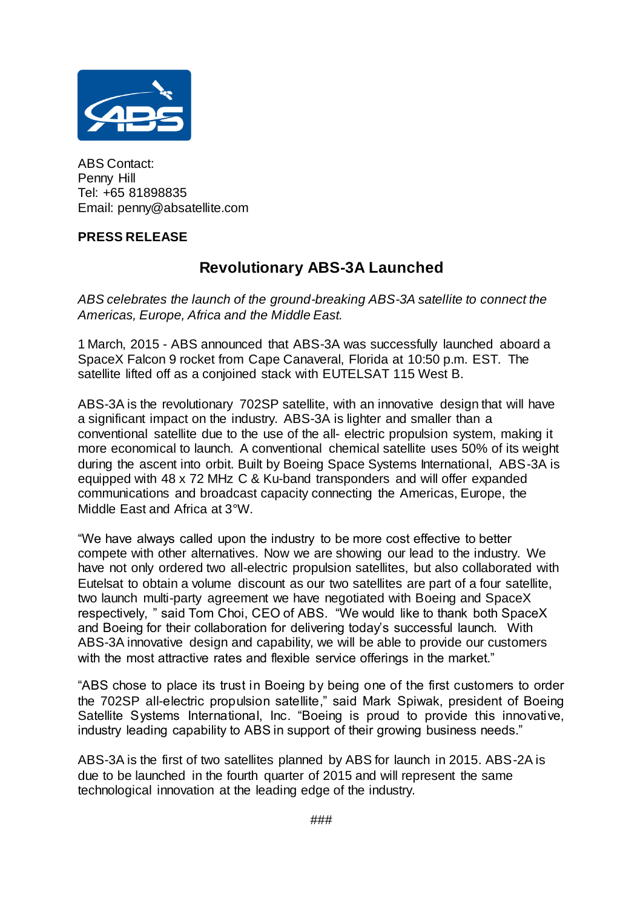ABS Contact:
Penny Hill
Tel: +65 81898835
Email: penny@absatellite.com

**PRESS RELEASE**

## Revolutionary ABS-3A Launched

*ABS celebrates the launch of the ground-breaking ABS-3A satellite to connect the Americas, Europe, Africa and the Middle East.*

1 March, 2015 - ABS announced that ABS-3A was successfully launched aboard a SpaceX Falcon 9 rocket from Cape Canaveral, Florida at 10:50 p.m. EST. The satellite lifted off as a conjoined stack with EUTELSAT 115 West B.

ABS-3A is the revolutionary 702SP satellite, with an innovative design that will have a significant impact on the industry. ABS-3A is lighter and smaller than a conventional satellite due to the use of the all- electric propulsion system, making it more economical to launch. A conventional chemical satellite uses 50% of its weight during the ascent into orbit. Built by Boeing Space Systems International, ABS-3A is equipped with 48 x 72 MHz C & Ku-band transponders and will offer expanded communications and broadcast capacity connecting the Americas, Europe, the Middle East and Africa at 3°W.

"We have always called upon the industry to be more cost effective to better compete with other alternatives. Now we are showing our lead to the industry. We have not only ordered two all-electric propulsion satellites, but also collaborated with Eutelsat to obtain a volume discount as our two satellites are part of a four satellite, two launch multi-party agreement we have negotiated with Boeing and SpaceX respectively, " said Tom Choi, CEO of ABS. "We would like to thank both SpaceX and Boeing for their collaboration for delivering today's successful launch. With ABS-3A innovative design and capability, we will be able to provide our customers with the most attractive rates and flexible service offerings in the market."

"ABS chose to place its trust in Boeing by being one of the first customers to order the 702SP all-electric propulsion satellite," said Mark Spiwak, president of Boeing Satellite Systems International, Inc. "Boeing is proud to provide this innovative, industry leading capability to ABS in support of their growing business needs."

ABS-3A is the first of two satellites planned by ABS for launch in 2015. ABS-2A is due to be launched in the fourth quarter of 2015 and will represent the same technological innovation at the leading edge of the industry.

###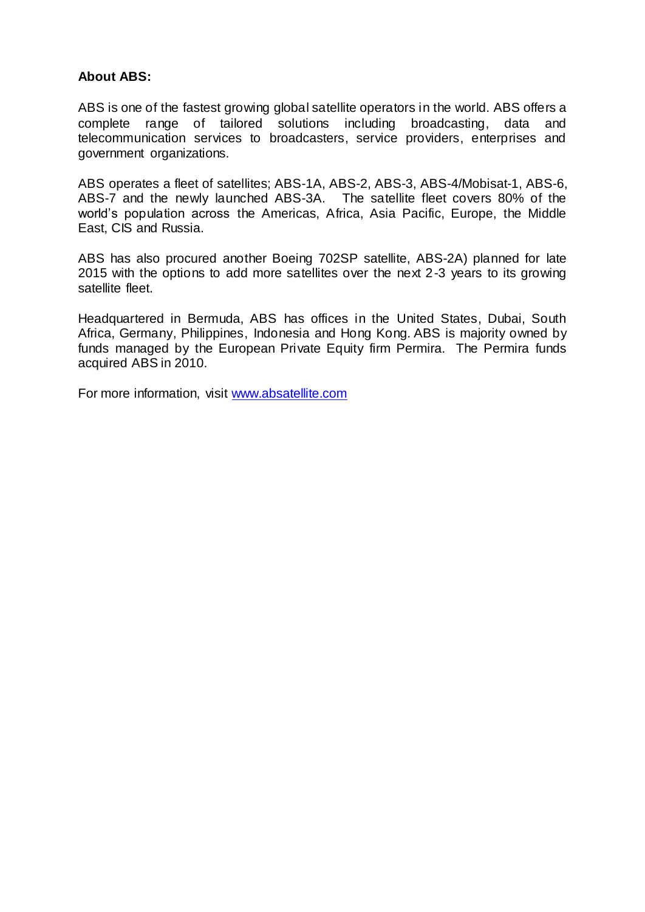**About ABS:**

ABS is one of the fastest growing global satellite operators in the world. ABS offers a complete range of tailored solutions including broadcasting, data and telecommunication services to broadcasters, service providers, enterprises and government organizations.

ABS operates a fleet of satellites; ABS-1A, ABS-2, ABS-3, ABS-4/Mobisat-1, ABS-6, ABS-7 and the newly launched ABS-3A. The satellite fleet covers 80% of the world's population across the Americas, Africa, Asia Pacific, Europe, the Middle East, CIS and Russia.

ABS has also procured another Boeing 702SP satellite, ABS-2A) planned for late 2015 with the options to add more satellites over the next 2-3 years to its growing satellite fleet.

Headquartered in Bermuda, ABS has offices in the United States, Dubai, South Africa, Germany, Philippines, Indonesia and Hong Kong. ABS is majority owned by funds managed by the European Private Equity firm Permira. The Permira funds acquired ABS in 2010.

For more information, visit [www.absatellite.com](http://www.absatellite.com)